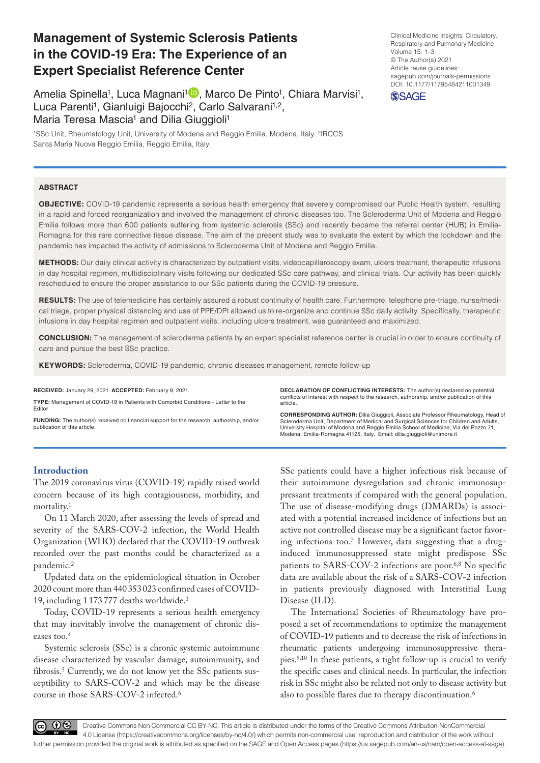# Management of Systemic Sclerosis Patients in the COVID-19 Era: The Experience of an Expert Specialist Reference Center

Amelia Spinella[1], Luca Magnani[1], Marco De Pinto[1], Chiara Marvisi[1], Luca Parenti[1], Gianluigi Bajocchi[2], Carlo Salvarani[1,2], Maria Teresa Mascia[1] and Dilia Giuggioli[1]

[1]SSc Unit, Rheumatology Unit, University of Modena and Reggio Emilia, Modena, Italy. [2]IRCCS Santa Maria Nuova Reggio Emilia, Reggio Emilia, Italy.

Clinical Medicine Insights: Circulatory, Respiratory and Pulmonary Medicine
Volume 15: 1–3
© The Author(s) 2021
Article reuse guidelines: sagepub.com/journals-permissions
DOI: 10.1177/11795484211001349

## ABSTRACT

**OBJECTIVE:** COVID-19 pandemic represents a serious health emergency that severely compromised our Public Health system, resulting in a rapid and forced reorganization and involved the management of chronic diseases too. The Scleroderma Unit of Modena and Reggio Emilia follows more than 600 patients suffering from systemic sclerosis (SSc) and recently became the referral center (HUB) in Emilia-Romagna for this rare connective tissue disease. The aim of the present study was to evaluate the extent by which the lockdown and the pandemic has impacted the activity of admissions to Scleroderma Unit of Modena and Reggio Emilia.

**METHODS:** Our daily clinical activity is characterized by outpatient visits, videocapillaroscopy exam, ulcers treatment, therapeutic infusions in day hospital regimen, multidisciplinary visits following our dedicated SSc care pathway, and clinical trials. Our activity has been quickly rescheduled to ensure the proper assistance to our SSc patients during the COVID-19 pressure.

**RESULTS:** The use of telemedicine has certainly assured a robust continuity of health care. Furthermore, telephone pre-triage, nurse/medical triage, proper physical distancing and use of PPE/DPI allowed us to re-organize and continue SSc daily activity. Specifically, therapeutic infusions in day hospital regimen and outpatient visits, including ulcers treatment, was guaranteed and maximized.

**CONCLUSION:** The management of scleroderma patients by an expert specialist reference center is crucial in order to ensure continuity of care and pursue the best SSc practice.

**KEYWORDS:** Scleroderma, COVID-19 pandemic, chronic diseases management, remote follow-up

**RECEIVED:** January 29, 2021. **ACCEPTED:** February 9, 2021.

**TYPE:** Management of COVID-19 in Patients with Comorbid Conditions - Letter to the Editor

**FUNDING:** The author(s) received no financial support for the research, authorship, and/or publication of this article.

**DECLARATION OF CONFLICTING INTERESTS:** The author(s) declared no potential conflicts of interest with respect to the research, authorship, and/or publication of this article.

**CORRESPONDING AUTHOR:** Dilia Giuggioli, Associate Professor Rheumatology, Head of Scleroderma Unit, Department of Medical and Surgical Sciences for Children and Adults, University Hospital of Modena and Reggio Emilia School of Medicine, Via del Pozzo 71, Modena, Emilia-Romagna 41125, Italy. Email: dilia.giuggioli@unimore.it

## Introduction

The 2019 coronavirus virus (COVID-19) rapidly raised world concern because of its high contagiousness, morbidity, and mortality.[1]

On 11 March 2020, after assessing the levels of spread and severity of the SARS-COV-2 infection, the World Health Organization (WHO) declared that the COVID-19 outbreak recorded over the past months could be characterized as a pandemic.[2]

Updated data on the epidemiological situation in October 2020 count more than 440 353 023 confirmed cases of COVID-19, including 1 173 777 deaths worldwide.[3]

Today, COVID-19 represents a serious health emergency that may inevitably involve the management of chronic diseases too.[4]

Systemic sclerosis (SSc) is a chronic systemic autoimmune disease characterized by vascular damage, autoimmunity, and fibrosis.[5] Currently, we do not know yet the SSc patients susceptibility to SARS-COV-2 and which may be the disease course in those SARS-COV-2 infected.[6]

SSc patients could have a higher infectious risk because of their autoimmune dysregulation and chronic immunosuppressant treatments if compared with the general population. The use of disease-modifying drugs (DMARDs) is associated with a potential increased incidence of infections but an active not controlled disease may be a significant factor favoring infections too.[7] However, data suggesting that a drug-induced immunosuppressed state might predispose SSc patients to SARS-COV-2 infections are poor.[6,8] No specific data are available about the risk of a SARS-COV-2 infection in patients previously diagnosed with Interstitial Lung Disease (ILD).

The International Societies of Rheumatology have proposed a set of recommendations to optimize the management of COVID-19 patients and to decrease the risk of infections in rheumatic patients undergoing immunosuppressive therapies.[9,10] In these patients, a tight follow-up is crucial to verify the specific cases and clinical needs. In particular, the infection risk in SSc might also be related not only to disease activity but also to possible flares due to therapy discontinuation.[6]

Creative Commons Non Commercial CC BY-NC: This article is distributed under the terms of the Creative Commons Attribution-NonCommercial 4.0 License (https://creativecommons.org/licenses/by-nc/4.0/) which permits non-commercial use, reproduction and distribution of the work without further permission provided the original work is attributed as specified on the SAGE and Open Access pages (https://us.sagepub.com/en-us/nam/open-access-at-sage).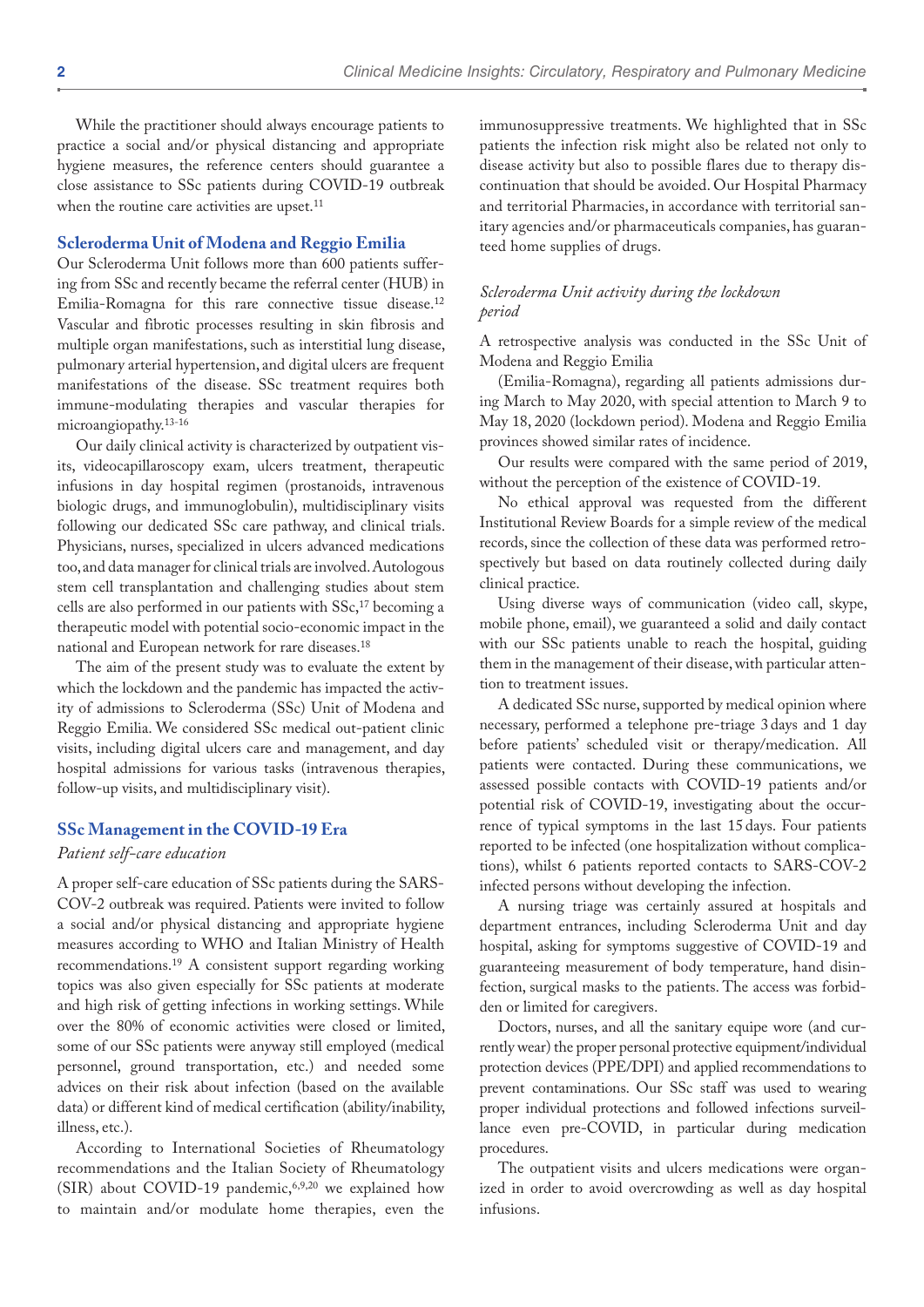While the practitioner should always encourage patients to practice a social and/or physical distancing and appropriate hygiene measures, the reference centers should guarantee a close assistance to SSc patients during COVID-19 outbreak when the routine care activities are upset.[11]

## Scleroderma Unit of Modena and Reggio Emilia

Our Scleroderma Unit follows more than 600 patients suffering from SSc and recently became the referral center (HUB) in Emilia-Romagna for this rare connective tissue disease.[12] Vascular and fibrotic processes resulting in skin fibrosis and multiple organ manifestations, such as interstitial lung disease, pulmonary arterial hypertension, and digital ulcers are frequent manifestations of the disease. SSc treatment requires both immune-modulating therapies and vascular therapies for microangiopathy.[13-16]

Our daily clinical activity is characterized by outpatient visits, videocapillaroscopy exam, ulcers treatment, therapeutic infusions in day hospital regimen (prostanoids, intravenous biologic drugs, and immunoglobulin), multidisciplinary visits following our dedicated SSc care pathway, and clinical trials. Physicians, nurses, specialized in ulcers advanced medications too, and data manager for clinical trials are involved. Autologous stem cell transplantation and challenging studies about stem cells are also performed in our patients with SSc,[17] becoming a therapeutic model with potential socio-economic impact in the national and European network for rare diseases.[18]

The aim of the present study was to evaluate the extent by which the lockdown and the pandemic has impacted the activity of admissions to Scleroderma (SSc) Unit of Modena and Reggio Emilia. We considered SSc medical out-patient clinic visits, including digital ulcers care and management, and day hospital admissions for various tasks (intravenous therapies, follow-up visits, and multidisciplinary visit).

## SSc Management in the COVID-19 Era

### *Patient self-care education*

A proper self-care education of SSc patients during the SARS-COV-2 outbreak was required. Patients were invited to follow a social and/or physical distancing and appropriate hygiene measures according to WHO and Italian Ministry of Health recommendations.[19] A consistent support regarding working topics was also given especially for SSc patients at moderate and high risk of getting infections in working settings. While over the 80% of economic activities were closed or limited, some of our SSc patients were anyway still employed (medical personnel, ground transportation, etc.) and needed some advices on their risk about infection (based on the available data) or different kind of medical certification (ability/inability, illness, etc.).

According to International Societies of Rheumatology recommendations and the Italian Society of Rheumatology (SIR) about COVID-19 pandemic,[6,9,20] we explained how to maintain and/or modulate home therapies, even the immunosuppressive treatments. We highlighted that in SSc patients the infection risk might also be related not only to disease activity but also to possible flares due to therapy discontinuation that should be avoided. Our Hospital Pharmacy and territorial Pharmacies, in accordance with territorial sanitary agencies and/or pharmaceuticals companies, has guaranteed home supplies of drugs.

### *Scleroderma Unit activity during the lockdown period*

A retrospective analysis was conducted in the SSc Unit of Modena and Reggio Emilia

(Emilia-Romagna), regarding all patients admissions during March to May 2020, with special attention to March 9 to May 18, 2020 (lockdown period). Modena and Reggio Emilia provinces showed similar rates of incidence.

Our results were compared with the same period of 2019, without the perception of the existence of COVID-19.

No ethical approval was requested from the different Institutional Review Boards for a simple review of the medical records, since the collection of these data was performed retrospectively but based on data routinely collected during daily clinical practice.

Using diverse ways of communication (video call, skype, mobile phone, email), we guaranteed a solid and daily contact with our SSc patients unable to reach the hospital, guiding them in the management of their disease, with particular attention to treatment issues.

A dedicated SSc nurse, supported by medical opinion where necessary, performed a telephone pre-triage 3 days and 1 day before patients' scheduled visit or therapy/medication. All patients were contacted. During these communications, we assessed possible contacts with COVID-19 patients and/or potential risk of COVID-19, investigating about the occurrence of typical symptoms in the last 15 days. Four patients reported to be infected (one hospitalization without complications), whilst 6 patients reported contacts to SARS-COV-2 infected persons without developing the infection.

A nursing triage was certainly assured at hospitals and department entrances, including Scleroderma Unit and day hospital, asking for symptoms suggestive of COVID-19 and guaranteeing measurement of body temperature, hand disinfection, surgical masks to the patients. The access was forbidden or limited for caregivers.

Doctors, nurses, and all the sanitary equipe wore (and currently wear) the proper personal protective equipment/individual protection devices (PPE/DPI) and applied recommendations to prevent contaminations. Our SSc staff was used to wearing proper individual protections and followed infections surveillance even pre-COVID, in particular during medication procedures.

The outpatient visits and ulcers medications were organized in order to avoid overcrowding as well as day hospital infusions.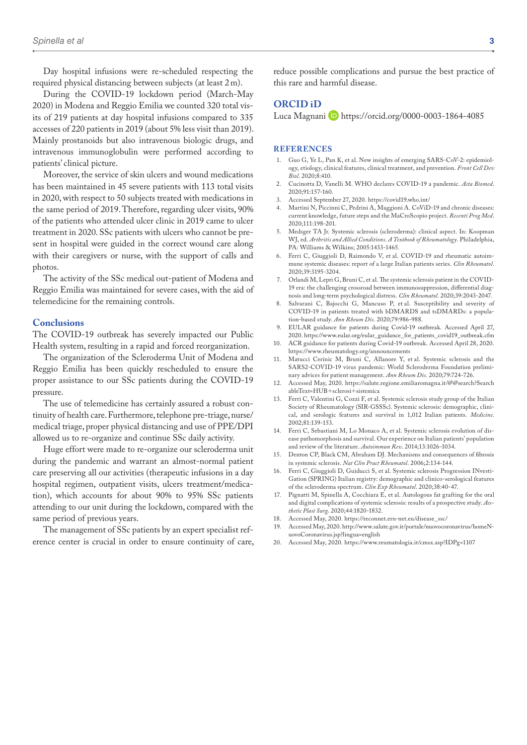Day hospital infusions were re-scheduled respecting the required physical distancing between subjects (at least 2 m).

During the COVID-19 lockdown period (March-May 2020) in Modena and Reggio Emilia we counted 320 total visits of 219 patients at day hospital infusions compared to 335 accesses of 220 patients in 2019 (about 5% less visit than 2019). Mainly prostanoids but also intravenous biologic drugs, and intravenous immunoglobulin were performed according to patients' clinical picture.

Moreover, the service of skin ulcers and wound medications has been maintained in 45 severe patients with 113 total visits in 2020, with respect to 50 subjects treated with medications in the same period of 2019. Therefore, regarding ulcer visits, 90% of the patients who attended ulcer clinic in 2019 came to ulcer treatment in 2020. SSc patients with ulcers who cannot be present in hospital were guided in the correct wound care along with their caregivers or nurse, with the support of calls and photos.

The activity of the SSc medical out-patient of Modena and Reggio Emilia was maintained for severe cases, with the aid of telemedicine for the remaining controls.

## Conclusions

The COVID-19 outbreak has severely impacted our Public Health system, resulting in a rapid and forced reorganization.

The organization of the Scleroderma Unit of Modena and Reggio Emilia has been quickly rescheduled to ensure the proper assistance to our SSc patients during the COVID-19 pressure.

The use of telemedicine has certainly assured a robust continuity of health care. Furthermore, telephone pre-triage, nurse/medical triage, proper physical distancing and use of PPE/DPI allowed us to re-organize and continue SSc daily activity.

Huge effort were made to re-organize our scleroderma unit during the pandemic and warrant an almost-normal patient care preserving all our activities (therapeutic infusions in a day hospital regimen, outpatient visits, ulcers treatment/medication), which accounts for about 90% to 95% SSc patients attending to our unit during the lockdown, compared with the same period of previous years.

The management of SSc patients by an expert specialist reference center is crucial in order to ensure continuity of care, reduce possible complications and pursue the best practice of this rare and harmful disease.

## ORCID iD

Luca Magnani https://orcid.org/0000-0003-1864-4085

## REFERENCES

1. Guo G, Ye L, Pan K, et al. New insights of emerging SARS-CoV-2: epidemiology, etiology, clinical features, clinical treatment, and prevention. *Front Cell Dev Biol*. 2020;8:410.
2. Cucinotta D, Vanelli M. WHO declares COVID-19 a pandemic. *Acta Biomed*. 2020;91:157-160.
3. Accessed September 27, 2020. https://covid19.who.int/
4. Martini N, Piccinni C, Pedrini A, Maggioni A. CoViD-19 and chronic diseases: current knowledge, future steps and the MaCroScopio project. *Recenti Prog Med*. 2020;111:198-201.
5. Medsger TA Jr. Systemic sclerosis (scleroderma): clinical aspect. In: Koopman WJ, ed. *Arthritis and Allied Conditions. A Textbook of Rheumatology*. Philadelphia, PA: Williams & Wilkins; 2005:1433-1465.
6. Ferri C, Giuggioli D, Raimondo V, et al. COVID-19 and rheumatic autoimmune systemic diseases: report of a large Italian patients series. *Clin Rheumatol*. 2020;39:3195-3204.
7. Orlandi M, Lepri G, Bruni C, et al. The systemic sclerosis patient in the COVID-19 era: the challenging crossroad between immunosuppression, differential diagnosis and long-term psychological distress. *Clin Rheumatol*. 2020;39:2043-2047.
8. Salvarani C, Bajocchi G, Mancuso P, et al. Susceptibility and severity of COVID-19 in patients treated with bDMARDS and tsDMARDs: a population-based study. *Ann Rheum Dis*. 2020;79:986-988.
9. EULAR guidance for patients during Covid-19 outbreak. Accessed April 27, 2020. https://www.eular.org/eular_guidance_for_patients_covid19_outbreak.cfm
10. ACR guidance for patients during Covid-19 outbreak. Accessed April 28, 2020. https://www.rheumatology.org/announcements
11. Matucci Cerinic M, Bruni C, Allanore Y, et al. Systemic sclerosis and the SARS2-COVID-19 virus pandemic: World Scleroderma Foundation preliminary advices for patient management. *Ann Rheum Dis*. 2020;79:724-726.
12. Accessed May, 2020. https://salute.regione.emiliaromagna.it/@@search?SearchableText=HUB+sclerosi+sistemica
13. Ferri C, Valentini G, Cozzi F, et al. Systemic sclerosis study group of the Italian Society of Rheumatology (SIR-GSSSc). Systemic sclerosis: demographic, clinical, and serologic features and survival in 1,012 Italian patients. *Medicine*. 2002;81:139-153.
14. Ferri C, Sebastiani M, Lo Monaco A, et al. Systemic sclerosis evolution of disease pathomorphosis and survival. Our experience on Italian patients' population and review of the literature. *Autoimmun Rev*. 2014;13:1026-1034.
15. Denton CP, Black CM, Abraham DJ. Mechanisms and consequences of fibrosis in systemic sclerosis. *Nat Clin Pract Rheumatol*. 2006;2:134-144.
16. Ferri C, Giuggioli D, Guiducci S, et al. Systemic sclerosis Progression INvestiGation (SPRING) Italian registry: demographic and clinico-serological features of the scleroderma spectrum. *Clin Exp Rheumatol*. 2020;38:40-47.
17. Pignatti M, Spinella A, Cocchiara E, et al. Autologous fat grafting for the oral and digital complications of systemic sclerosis: results of a prospective study. *Aesthetic Plast Surg*. 2020;44:1820-1832.
18. Accessed May, 2020. https://reconnet.ern-net.eu/disease_ssc/
19. Accessed May, 2020. http://www.salute.gov.it/portale/nuovocoronavirus/homeNuovoCoronavirus.jsp?lingua=english
20. Accessed May, 2020. https://www.reumatologia.it/cmsx.asp?IDPg=1107